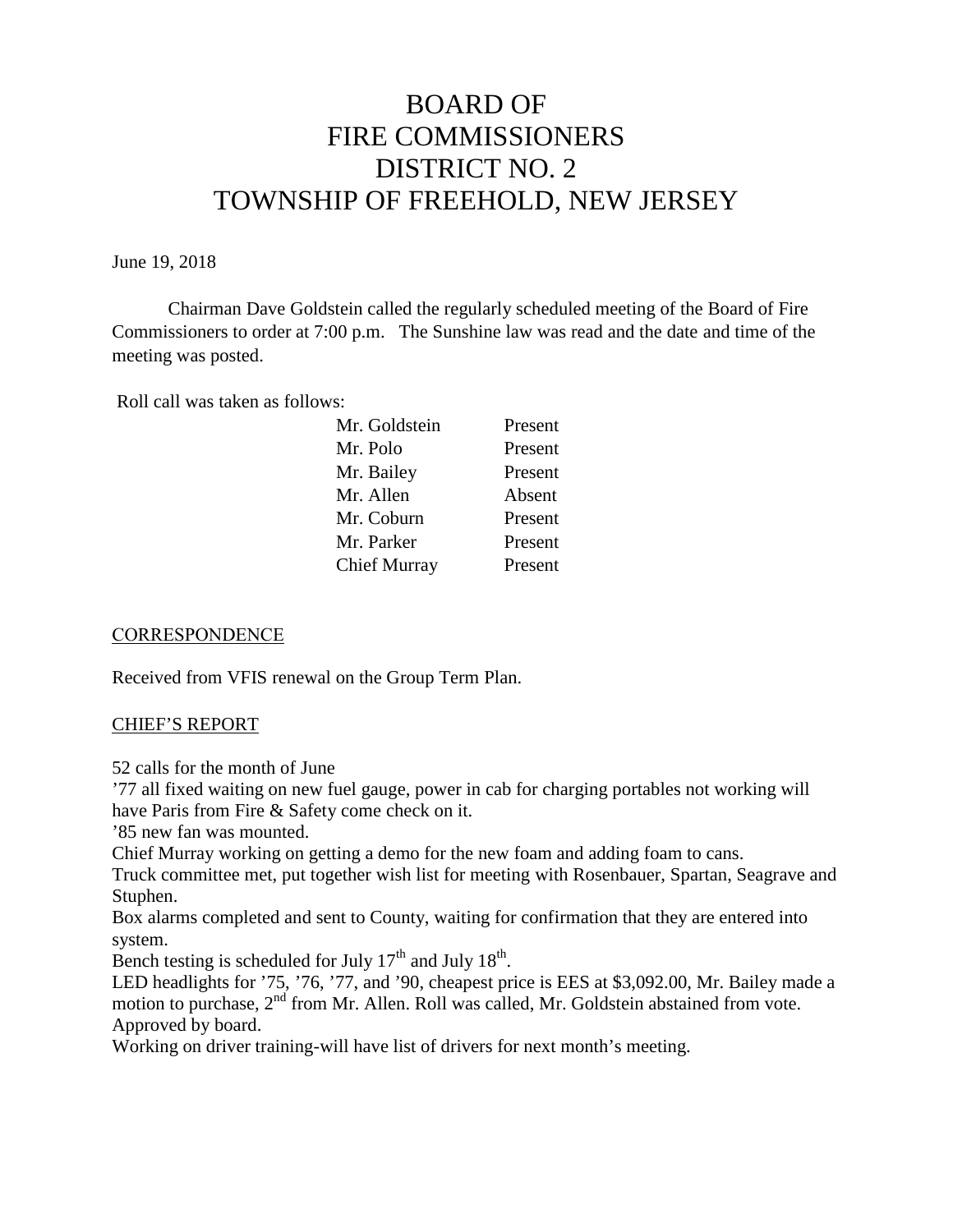# BOARD OF FIRE COMMISSIONERS DISTRICT NO. 2 TOWNSHIP OF FREEHOLD, NEW JERSEY

June 19, 2018

Chairman Dave Goldstein called the regularly scheduled meeting of the Board of Fire Commissioners to order at 7:00 p.m. The Sunshine law was read and the date and time of the meeting was posted.

Roll call was taken as follows:

| | |
|---|---|
| Mr. Goldstein | Present |
| Mr. Polo | Present |
| Mr. Bailey | Present |
| Mr. Allen | Absent |
| Mr. Coburn | Present |
| Mr. Parker | Present |
| Chief Murray | Present |

## CORRESPONDENCE

Received from VFIS renewal on the Group Term Plan.

## CHIEF'S REPORT

52 calls for the month of June

'77 all fixed waiting on new fuel gauge, power in cab for charging portables not working will have Paris from Fire & Safety come check on it.

'85 new fan was mounted.

Chief Murray working on getting a demo for the new foam and adding foam to cans.

Truck committee met, put together wish list for meeting with Rosenbauer, Spartan, Seagrave and Stuphen.

Box alarms completed and sent to County, waiting for confirmation that they are entered into system.

Bench testing is scheduled for July 17th and July 18th.

LED headlights for '75, '76, '77, and '90, cheapest price is EES at $3,092.00, Mr. Bailey made a motion to purchase, 2nd from Mr. Allen. Roll was called, Mr. Goldstein abstained from vote. Approved by board.

Working on driver training-will have list of drivers for next month's meeting.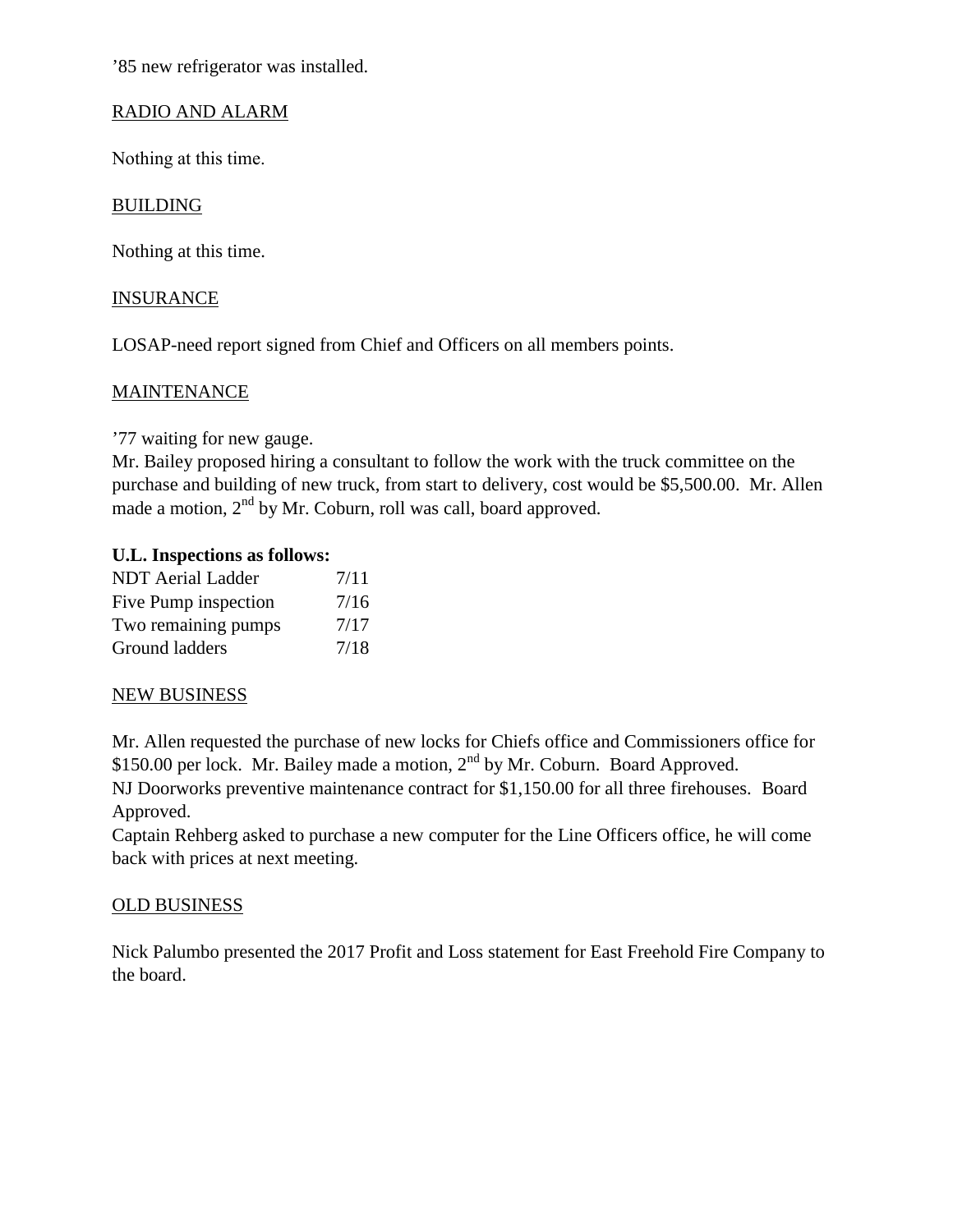’85 new refrigerator was installed.

## RADIO AND ALARM

Nothing at this time.

## BUILDING

Nothing at this time.

## INSURANCE

LOSAP-need report signed from Chief and Officers on all members points.

## MAINTENANCE

’77 waiting for new gauge.
Mr. Bailey proposed hiring a consultant to follow the work with the truck committee on the purchase and building of new truck, from start to delivery, cost would be $5,500.00. Mr. Allen made a motion, 2nd by Mr. Coburn, roll was call, board approved.

**U.L. Inspections as follows:**

| | |
|---|---|
| NDT Aerial Ladder | 7/11 |
| Five Pump inspection | 7/16 |
| Two remaining pumps | 7/17 |
| Ground ladders | 7/18 |

## NEW BUSINESS

Mr. Allen requested the purchase of new locks for Chiefs office and Commissioners office for $150.00 per lock. Mr. Bailey made a motion, 2nd by Mr. Coburn. Board Approved.
NJ Doorworks preventive maintenance contract for $1,150.00 for all three firehouses. Board Approved.
Captain Rehberg asked to purchase a new computer for the Line Officers office, he will come back with prices at next meeting.

## OLD BUSINESS

Nick Palumbo presented the 2017 Profit and Loss statement for East Freehold Fire Company to the board.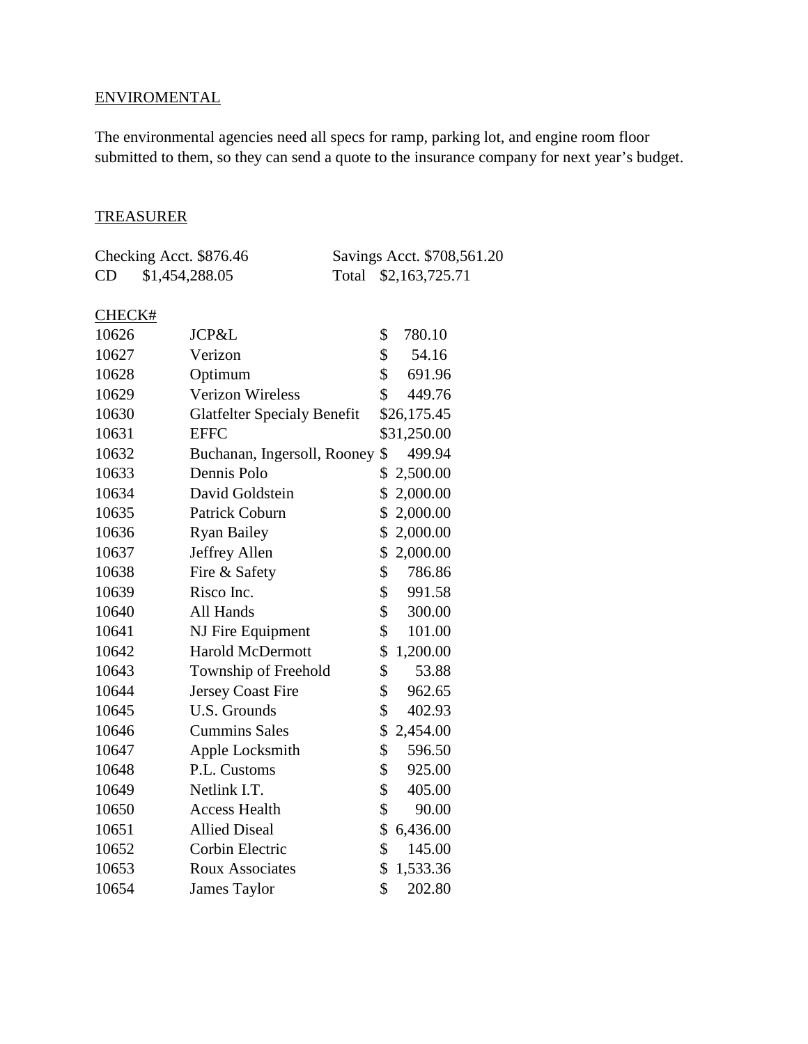## ENVIROMENTAL

The environmental agencies need all specs for ramp, parking lot, and engine room floor submitted to them, so they can send a quote to the insurance company for next year's budget.

## TREASURER

Checking Acct. $876.46 Savings Acct. $708,561.20

CD $1,454,288.05 Total $2,163,725.71

| CHECK# | | |
|---|---|---|
| 10626 | JCP&L | $ 780.10 |
| 10627 | Verizon | $ 54.16 |
| 10628 | Optimum | $ 691.96 |
| 10629 | Verizon Wireless | $ 449.76 |
| 10630 | Glatfelter Specialy Benefit | $26,175.45 |
| 10631 | EFFC | $31,250.00 |
| 10632 | Buchanan, Ingersoll, Rooney | $ 499.94 |
| 10633 | Dennis Polo | $ 2,500.00 |
| 10634 | David Goldstein | $ 2,000.00 |
| 10635 | Patrick Coburn | $ 2,000.00 |
| 10636 | Ryan Bailey | $ 2,000.00 |
| 10637 | Jeffrey Allen | $ 2,000.00 |
| 10638 | Fire & Safety | $ 786.86 |
| 10639 | Risco Inc. | $ 991.58 |
| 10640 | All Hands | $ 300.00 |
| 10641 | NJ Fire Equipment | $ 101.00 |
| 10642 | Harold McDermott | $ 1,200.00 |
| 10643 | Township of Freehold | $ 53.88 |
| 10644 | Jersey Coast Fire | $ 962.65 |
| 10645 | U.S. Grounds | $ 402.93 |
| 10646 | Cummins Sales | $ 2,454.00 |
| 10647 | Apple Locksmith | $ 596.50 |
| 10648 | P.L. Customs | $ 925.00 |
| 10649 | Netlink I.T. | $ 405.00 |
| 10650 | Access Health | $ 90.00 |
| 10651 | Allied Diseal | $ 6,436.00 |
| 10652 | Corbin Electric | $ 145.00 |
| 10653 | Roux Associates | $ 1,533.36 |
| 10654 | James Taylor | $ 202.80 |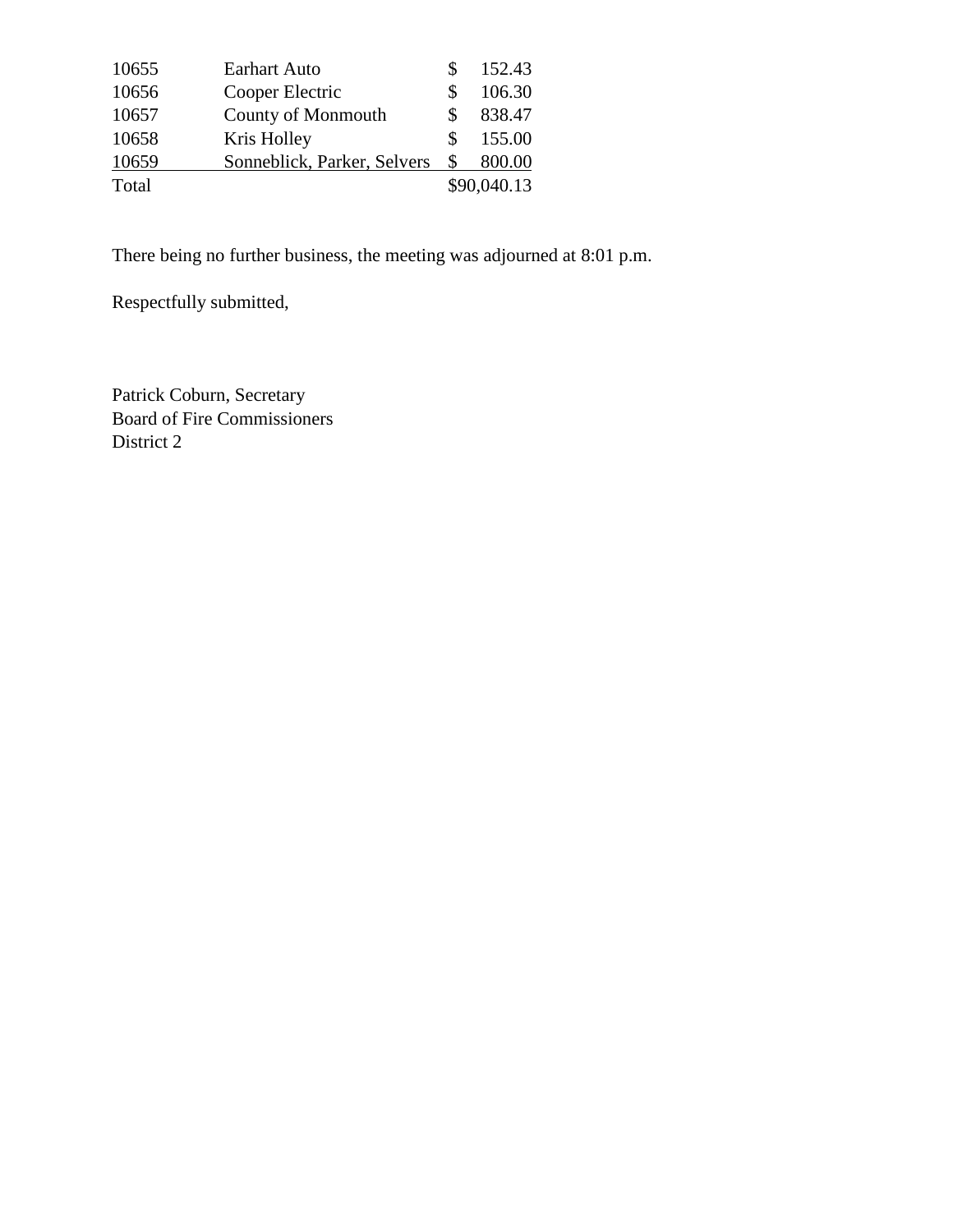| | | |
|---|---|---|
| 10655 | Earhart Auto | $ 152.43 |
| 10656 | Cooper Electric | $ 106.30 |
| 10657 | County of Monmouth | $ 838.47 |
| 10658 | Kris Holley | $ 155.00 |
| 10659 | Sonneblick, Parker, Selvers | $ 800.00 |
| Total | | $90,040.13 |

There being no further business, the meeting was adjourned at 8:01 p.m.

Respectfully submitted,

Patrick Coburn, Secretary
Board of Fire Commissioners
District 2